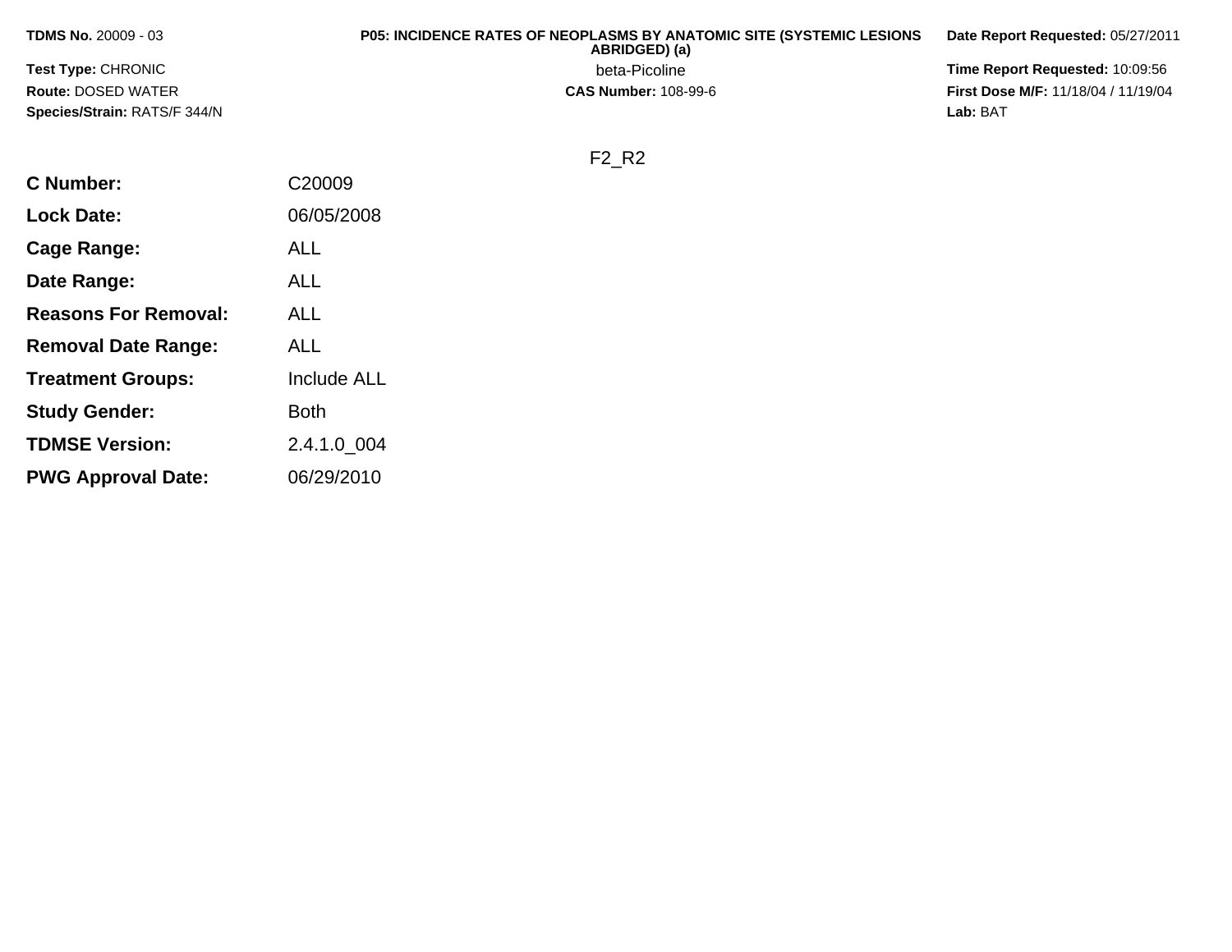**TDMS No.** 20009 - 03

**Test Type:** CHRONIC

**Route:** DOSED WATER

**Species/Strain:** RATS/F 344/N

**P05: INCIDENCE RATES OF NEOPLASMS BY ANATOMIC SITE (SYSTEMIC LESIONS ABRIDGED) (a)**

beta-Picoline

**CAS Number:** 108-99-6

**Date Report Requested:** 05/27/2011

**Time Report Requested:** 10:09:56

**First Dose M/F:** 11/18/04 / 11/19/04

**Lab:** BAT

F2_R2

| | |
|---|---|
| **C Number:** | C20009 |
| **Lock Date:** | 06/05/2008 |
| **Cage Range:** | ALL |
| **Date Range:** | ALL |
| **Reasons For Removal:** | ALL |
| **Removal Date Range:** | ALL |
| **Treatment Groups:** | Include ALL |
| **Study Gender:** | Both |
| **TDMSE Version:** | 2.4.1.0_004 |
| **PWG Approval Date:** | 06/29/2010 |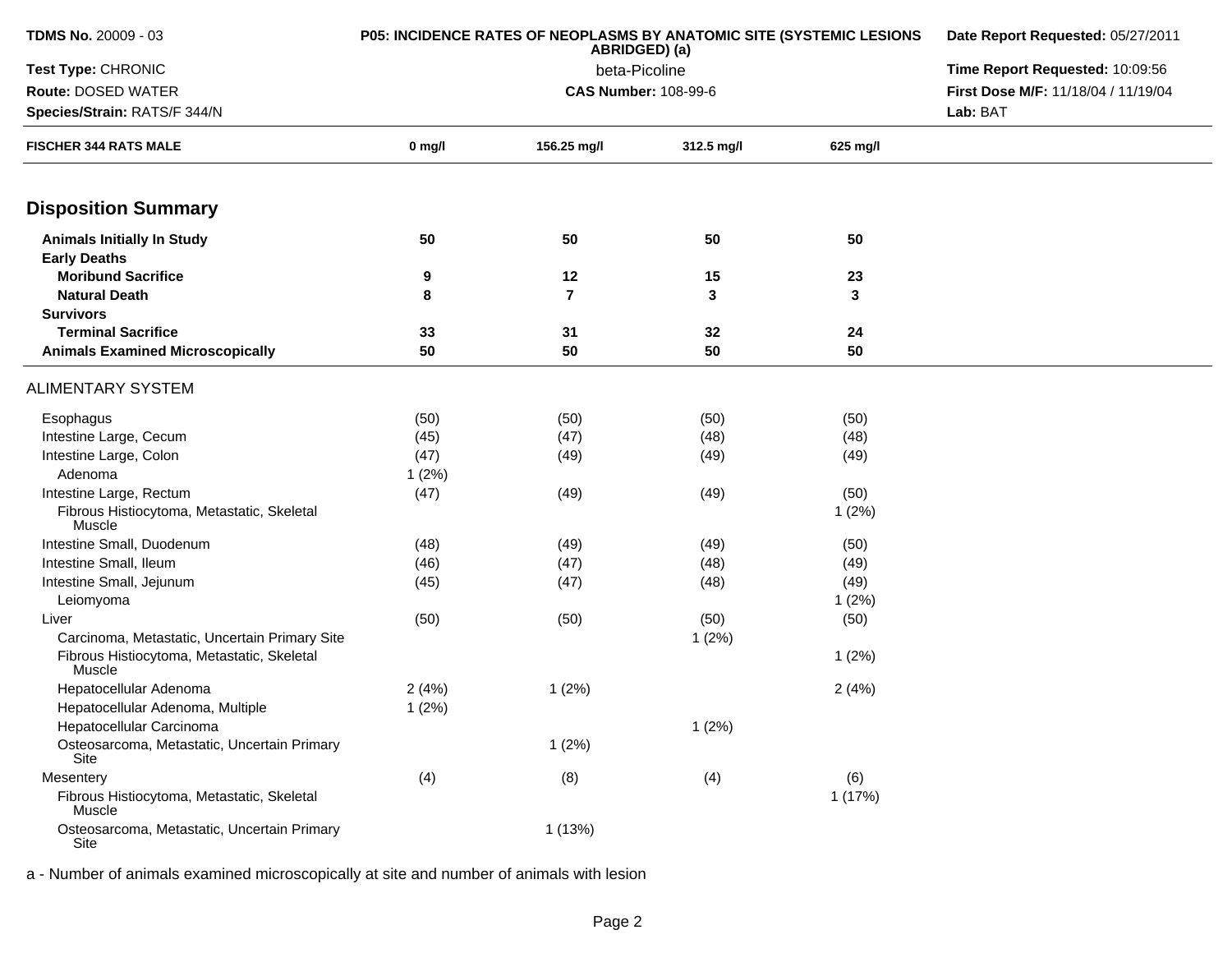**TDMS No.** 20009 - 03
**Test Type:** CHRONIC
**Route:** DOSED WATER
**Species/Strain:** RATS/F 344/N

**P05: INCIDENCE RATES OF NEOPLASMS BY ANATOMIC SITE (SYSTEMIC LESIONS ABRIDGED) (a)**
beta-Picoline
**CAS Number:** 108-99-6

**Date Report Requested:** 05/27/2011
**Time Report Requested:** 10:09:56
**First Dose M/F:** 11/18/04 / 11/19/04
**Lab:** BAT

| FISCHER 344 RATS MALE | 0 mg/l | 156.25 mg/l | 312.5 mg/l | 625 mg/l |
|---|---|---|---|---|
| **Disposition Summary** | | | | |
| **Animals Initially In Study** | **50** | **50** | **50** | **50** |
| **Early Deaths** | | | | |
| **Moribund Sacrifice** | **9** | **12** | **15** | **23** |
| **Natural Death** | **8** | **7** | **3** | **3** |
| **Survivors** | | | | |
| **Terminal Sacrifice** | **33** | **31** | **32** | **24** |
| **Animals Examined Microscopically** | **50** | **50** | **50** | **50** |
| ALIMENTARY SYSTEM | | | | |
| Esophagus | (50) | (50) | (50) | (50) |
| Intestine Large, Cecum | (45) | (47) | (48) | (48) |
| Intestine Large, Colon | (47) | (49) | (49) | (49) |
| Adenoma | 1 (2%) | | | |
| Intestine Large, Rectum | (47) | (49) | (49) | (50) |
| Fibrous Histiocytoma, Metastatic, Skeletal Muscle | | | | 1 (2%) |
| Intestine Small, Duodenum | (48) | (49) | (49) | (50) |
| Intestine Small, Ileum | (46) | (47) | (48) | (49) |
| Intestine Small, Jejunum | (45) | (47) | (48) | (49) |
| Leiomyoma | | | | 1 (2%) |
| Liver | (50) | (50) | (50) | (50) |
| Carcinoma, Metastatic, Uncertain Primary Site | | | 1 (2%) | |
| Fibrous Histiocytoma, Metastatic, Skeletal Muscle | | | | 1 (2%) |
| Hepatocellular Adenoma | 2 (4%) | 1 (2%) | | 2 (4%) |
| Hepatocellular Adenoma, Multiple | 1 (2%) | | | |
| Hepatocellular Carcinoma | | | 1 (2%) | |
| Osteosarcoma, Metastatic, Uncertain Primary Site | | 1 (2%) | | |
| Mesentery | (4) | (8) | (4) | (6) |
| Fibrous Histiocytoma, Metastatic, Skeletal Muscle | | | | 1 (17%) |
| Osteosarcoma, Metastatic, Uncertain Primary Site | | 1 (13%) | | |

a - Number of animals examined microscopically at site and number of animals with lesion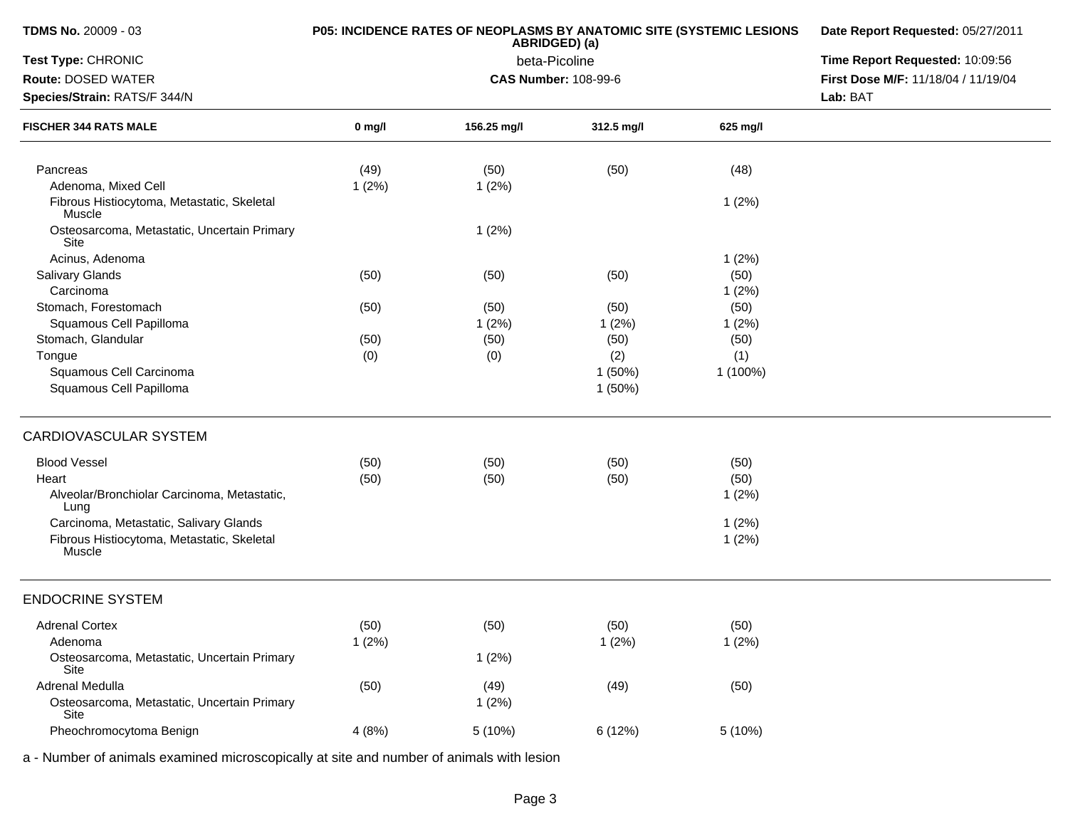**TDMS No.** 20009 - 03
**Test Type:** CHRONIC
**Route:** DOSED WATER
**Species/Strain:** RATS/F 344/N

**P05: INCIDENCE RATES OF NEOPLASMS BY ANATOMIC SITE (SYSTEMIC LESIONS ABRIDGED) (a)**
beta-Picoline
**CAS Number:** 108-99-6

**Date Report Requested:** 05/27/2011
**Time Report Requested:** 10:09:56
**First Dose M/F:** 11/18/04 / 11/19/04
**Lab:** BAT

| FISCHER 344 RATS MALE | 0 mg/l | 156.25 mg/l | 312.5 mg/l | 625 mg/l |
|---|---|---|---|---|
| Pancreas | (49) | (50) | (50) | (48) |
| Adenoma, Mixed Cell | 1 (2%) | 1 (2%) | | |
| Fibrous Histiocytoma, Metastatic, Skeletal Muscle | | | | 1 (2%) |
| Osteosarcoma, Metastatic, Uncertain Primary Site | | 1 (2%) | | |
| Acinus, Adenoma | | | | 1 (2%) |
| Salivary Glands | (50) | (50) | (50) | (50) |
| Carcinoma | | | | 1 (2%) |
| Stomach, Forestomach | (50) | (50) | (50) | (50) |
| Squamous Cell Papilloma | | 1 (2%) | 1 (2%) | 1 (2%) |
| Stomach, Glandular | (50) | (50) | (50) | (50) |
| Tongue | (0) | (0) | (2) | (1) |
| Squamous Cell Carcinoma | | | 1 (50%) | 1 (100%) |
| Squamous Cell Papilloma | | | 1 (50%) | |
| **CARDIOVASCULAR SYSTEM** | | | | |
| Blood Vessel | (50) | (50) | (50) | (50) |
| Heart | (50) | (50) | (50) | (50) |
| Alveolar/Bronchiolar Carcinoma, Metastatic, Lung | | | | 1 (2%) |
| Carcinoma, Metastatic, Salivary Glands | | | | 1 (2%) |
| Fibrous Histiocytoma, Metastatic, Skeletal Muscle | | | | 1 (2%) |
| **ENDOCRINE SYSTEM** | | | | |
| Adrenal Cortex | (50) | (50) | (50) | (50) |
| Adenoma | 1 (2%) | | 1 (2%) | 1 (2%) |
| Osteosarcoma, Metastatic, Uncertain Primary Site | | 1 (2%) | | |
| Adrenal Medulla | (50) | (49) | (49) | (50) |
| Osteosarcoma, Metastatic, Uncertain Primary Site | | 1 (2%) | | |
| Pheochromocytoma Benign | 4 (8%) | 5 (10%) | 6 (12%) | 5 (10%) |

a - Number of animals examined microscopically at site and number of animals with lesion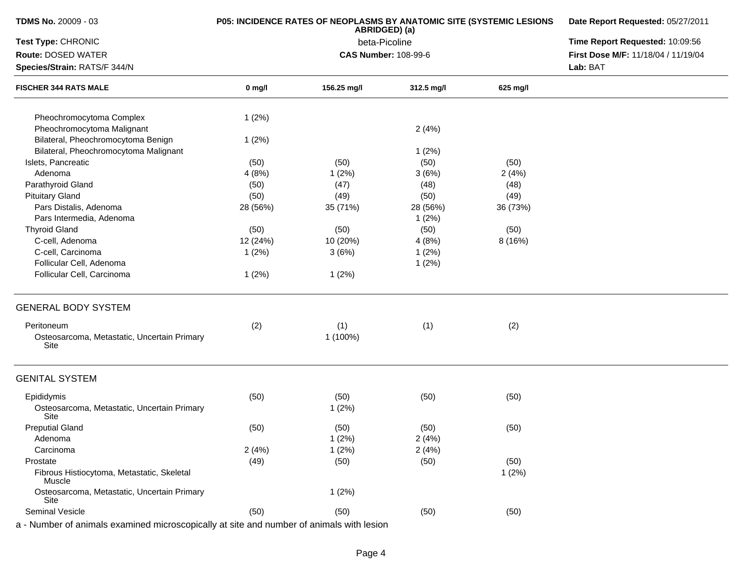**TDMS No.** 20009 - 03

**Test Type:** CHRONIC

**Route:** DOSED WATER

**Species/Strain:** RATS/F 344/N

**P05: INCIDENCE RATES OF NEOPLASMS BY ANATOMIC SITE (SYSTEMIC LESIONS ABRIDGED) (a)**

beta-Picoline

**CAS Number:** 108-99-6

**Date Report Requested:** 05/27/2011

**Time Report Requested:** 10:09:56

**First Dose M/F:** 11/18/04 / 11/19/04

**Lab:** BAT

| FISCHER 344 RATS MALE | 0 mg/l | 156.25 mg/l | 312.5 mg/l | 625 mg/l |
|---|---|---|---|---|
| Pheochromocytoma Complex | 1 (2%) | | | |
| Pheochromocytoma Malignant | | | 2 (4%) | |
| Bilateral, Pheochromocytoma Benign | 1 (2%) | | | |
| Bilateral, Pheochromocytoma Malignant | | | 1 (2%) | |
| Islets, Pancreatic | (50) | (50) | (50) | (50) |
| Adenoma | 4 (8%) | 1 (2%) | 3 (6%) | 2 (4%) |
| Parathyroid Gland | (50) | (47) | (48) | (48) |
| Pituitary Gland | (50) | (49) | (50) | (49) |
| Pars Distalis, Adenoma | 28 (56%) | 35 (71%) | 28 (56%) | 36 (73%) |
| Pars Intermedia, Adenoma | | | 1 (2%) | |
| Thyroid Gland | (50) | (50) | (50) | (50) |
| C-cell, Adenoma | 12 (24%) | 10 (20%) | 4 (8%) | 8 (16%) |
| C-cell, Carcinoma | 1 (2%) | 3 (6%) | 1 (2%) | |
| Follicular Cell, Adenoma | | | 1 (2%) | |
| Follicular Cell, Carcinoma | 1 (2%) | 1 (2%) | | |
| **GENERAL BODY SYSTEM** | | | | |
| Peritoneum | (2) | (1) | (1) | (2) |
| Osteosarcoma, Metastatic, Uncertain Primary Site | | 1 (100%) | | |
| **GENITAL SYSTEM** | | | | |
| Epididymis | (50) | (50) | (50) | (50) |
| Osteosarcoma, Metastatic, Uncertain Primary Site | | 1 (2%) | | |
| Preputial Gland | (50) | (50) | (50) | (50) |
| Adenoma | | 1 (2%) | 2 (4%) | |
| Carcinoma | 2 (4%) | 1 (2%) | 2 (4%) | |
| Prostate | (49) | (50) | (50) | (50) |
| Fibrous Histiocytoma, Metastatic, Skeletal Muscle | | | | 1 (2%) |
| Osteosarcoma, Metastatic, Uncertain Primary Site | | 1 (2%) | | |
| Seminal Vesicle | (50) | (50) | (50) | (50) |

a - Number of animals examined microscopically at site and number of animals with lesion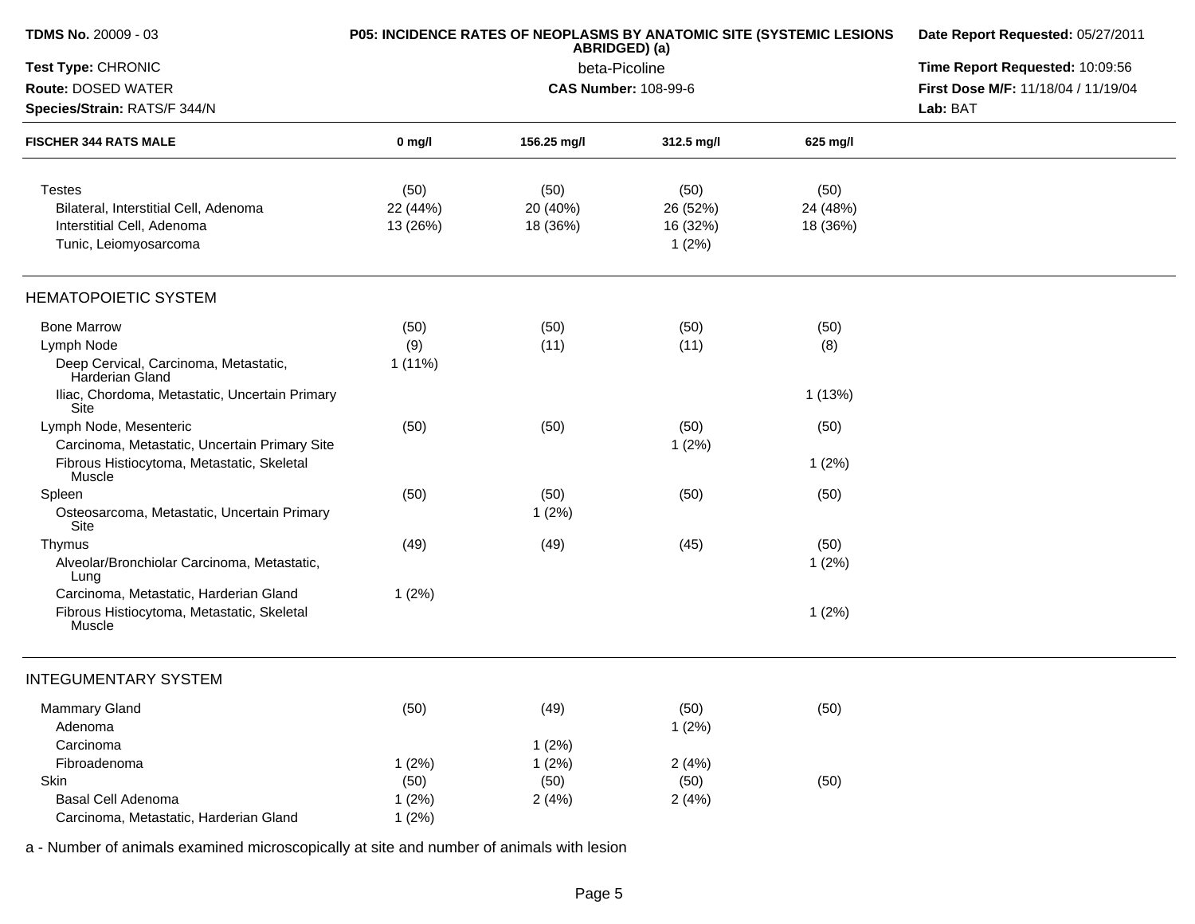**TDMS No.** 20009 - 03

**Test Type:** CHRONIC

**Route:** DOSED WATER

**Species/Strain:** RATS/F 344/N

**P05: INCIDENCE RATES OF NEOPLASMS BY ANATOMIC SITE (SYSTEMIC LESIONS ABRIDGED) (a)**

beta-Picoline

**CAS Number:** 108-99-6

**Date Report Requested:** 05/27/2011

**Time Report Requested:** 10:09:56

**First Dose M/F:** 11/18/04 / 11/19/04

**Lab:** BAT

| FISCHER 344 RATS MALE | 0 mg/l | 156.25 mg/l | 312.5 mg/l | 625 mg/l |
|---|---|---|---|---|
| Testes | (50) | (50) | (50) | (50) |
| Bilateral, Interstitial Cell, Adenoma | 22 (44%) | 20 (40%) | 26 (52%) | 24 (48%) |
| Interstitial Cell, Adenoma | 13 (26%) | 18 (36%) | 16 (32%) | 18 (36%) |
| Tunic, Leiomyosarcoma | | | 1 (2%) | |
| **HEMATOPOIETIC SYSTEM** | | | | |
| Bone Marrow | (50) | (50) | (50) | (50) |
| Lymph Node | (9) | (11) | (11) | (8) |
| Deep Cervical, Carcinoma, Metastatic, Harderian Gland | 1 (11%) | | | |
| Iliac, Chordoma, Metastatic, Uncertain Primary Site | | | | 1 (13%) |
| Lymph Node, Mesenteric | (50) | (50) | (50) | (50) |
| Carcinoma, Metastatic, Uncertain Primary Site | | | 1 (2%) | |
| Fibrous Histiocytoma, Metastatic, Skeletal Muscle | | | | 1 (2%) |
| Spleen | (50) | (50) | (50) | (50) |
| Osteosarcoma, Metastatic, Uncertain Primary Site | | 1 (2%) | | |
| Thymus | (49) | (49) | (45) | (50) |
| Alveolar/Bronchiolar Carcinoma, Metastatic, Lung | | | | 1 (2%) |
| Carcinoma, Metastatic, Harderian Gland | 1 (2%) | | | |
| Fibrous Histiocytoma, Metastatic, Skeletal Muscle | | | | 1 (2%) |
| **INTEGUMENTARY SYSTEM** | | | | |
| Mammary Gland | (50) | (49) | (50) | (50) |
| Adenoma | | | 1 (2%) | |
| Carcinoma | | 1 (2%) | | |
| Fibroadenoma | 1 (2%) | 1 (2%) | 2 (4%) | |
| Skin | (50) | (50) | (50) | (50) |
| Basal Cell Adenoma | 1 (2%) | 2 (4%) | 2 (4%) | |
| Carcinoma, Metastatic, Harderian Gland | 1 (2%) | | | |

a - Number of animals examined microscopically at site and number of animals with lesion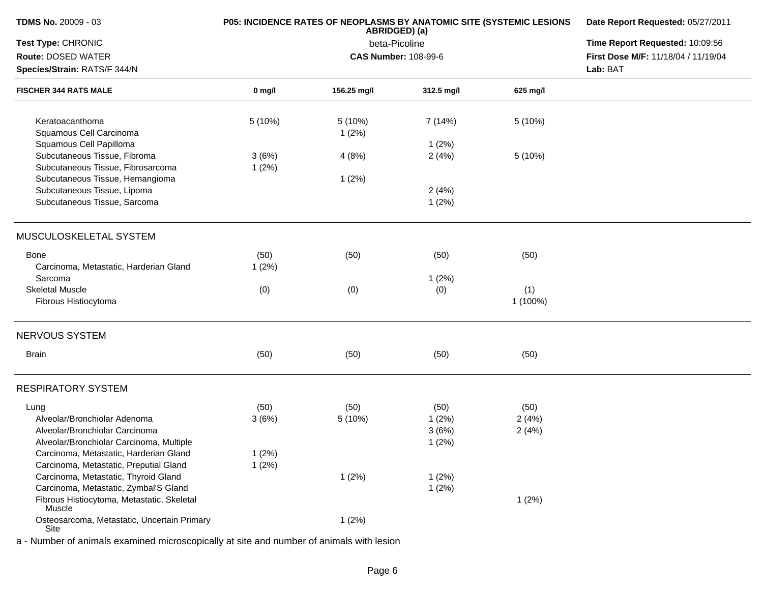| FISCHER 344 RATS MALE | 0 mg/l | 156.25 mg/l | 312.5 mg/l | 625 mg/l |
|---|---|---|---|---|
| Keratoacanthoma | 5 (10%) | 5 (10%) | 7 (14%) | 5 (10%) |
| Squamous Cell Carcinoma | | 1 (2%) | | |
| Squamous Cell Papilloma | | | 1 (2%) | |
| Subcutaneous Tissue, Fibroma | 3 (6%) | 4 (8%) | 2 (4%) | 5 (10%) |
| Subcutaneous Tissue, Fibrosarcoma | 1 (2%) | | | |
| Subcutaneous Tissue, Hemangioma | | 1 (2%) | | |
| Subcutaneous Tissue, Lipoma | | | 2 (4%) | |
| Subcutaneous Tissue, Sarcoma | | | 1 (2%) | |
| **MUSCULOSKELETAL SYSTEM** | | | | |
| Bone | (50) | (50) | (50) | (50) |
| Carcinoma, Metastatic, Harderian Gland | 1 (2%) | | | |
| Sarcoma | | | 1 (2%) | |
| Skeletal Muscle | (0) | (0) | (0) | (1) |
| Fibrous Histiocytoma | | | | 1 (100%) |
| **NERVOUS SYSTEM** | | | | |
| Brain | (50) | (50) | (50) | (50) |
| **RESPIRATORY SYSTEM** | | | | |
| Lung | (50) | (50) | (50) | (50) |
| Alveolar/Bronchiolar Adenoma | 3 (6%) | 5 (10%) | 1 (2%) | 2 (4%) |
| Alveolar/Bronchiolar Carcinoma | | | 3 (6%) | 2 (4%) |
| Alveolar/Bronchiolar Carcinoma, Multiple | | | 1 (2%) | |
| Carcinoma, Metastatic, Harderian Gland | 1 (2%) | | | |
| Carcinoma, Metastatic, Preputial Gland | 1 (2%) | | | |
| Carcinoma, Metastatic, Thyroid Gland | | 1 (2%) | 1 (2%) | |
| Carcinoma, Metastatic, Zymbal'S Gland | | | 1 (2%) | |
| Fibrous Histiocytoma, Metastatic, Skeletal Muscle | | | | 1 (2%) |
| Osteosarcoma, Metastatic, Uncertain Primary Site | | 1 (2%) | | |

a - Number of animals examined microscopically at site and number of animals with lesion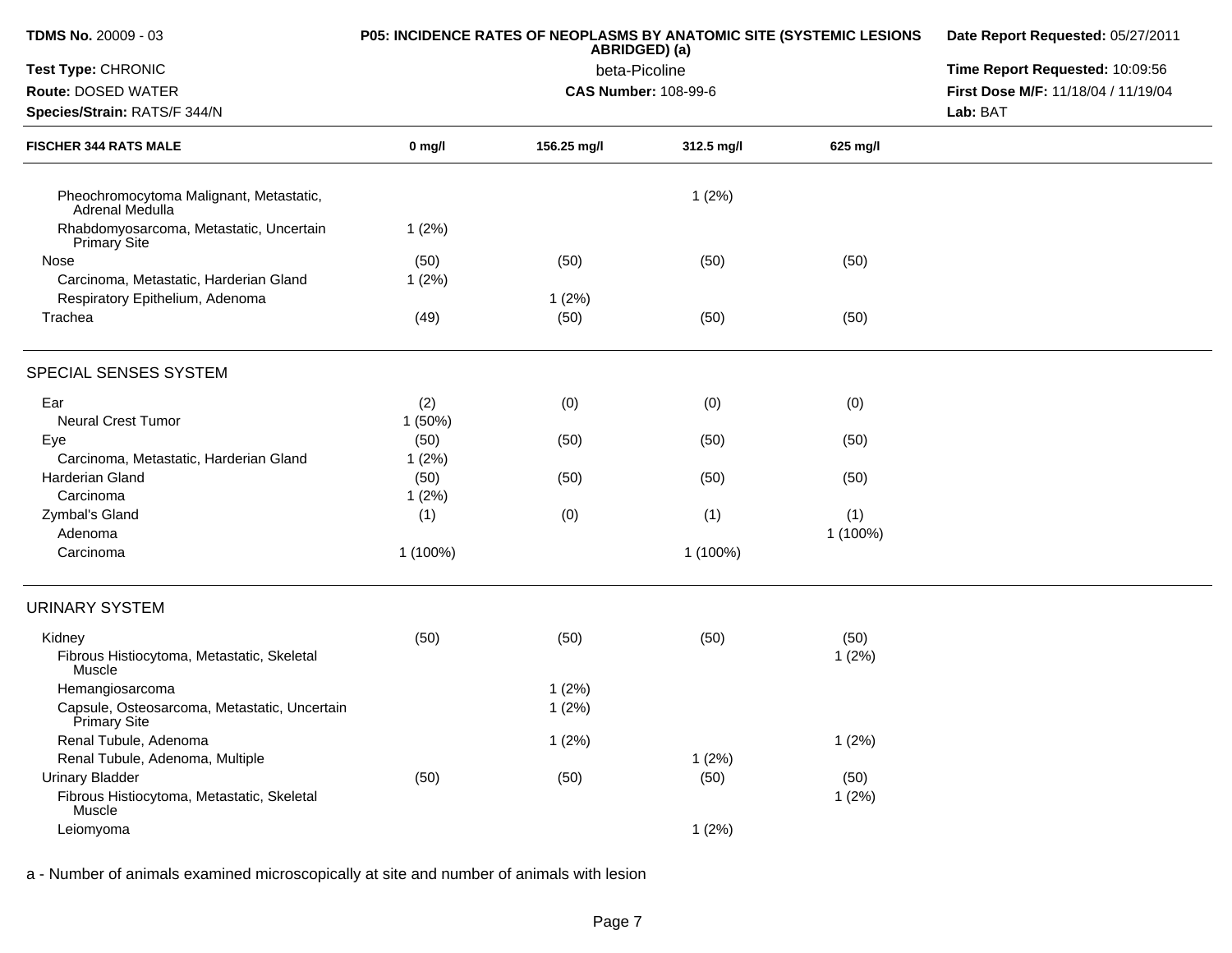| FISCHER 344 RATS MALE | 0 mg/l | 156.25 mg/l | 312.5 mg/l | 625 mg/l |
|---|---|---|---|---|
| Pheochromocytoma Malignant, Metastatic, Adrenal Medulla | | | 1 (2%) | |
| Rhabdomyosarcoma, Metastatic, Uncertain Primary Site | 1 (2%) | | | |
| Nose | (50) | (50) | (50) | (50) |
| Carcinoma, Metastatic, Harderian Gland | 1 (2%) | | | |
| Respiratory Epithelium, Adenoma | | 1 (2%) | | |
| Trachea | (49) | (50) | (50) | (50) |

## SPECIAL SENSES SYSTEM

| FISCHER 344 RATS MALE | 0 mg/l | 156.25 mg/l | 312.5 mg/l | 625 mg/l |
|---|---|---|---|---|
| Ear | (2) | (0) | (0) | (0) |
| Neural Crest Tumor | 1 (50%) | | | |
| Eye | (50) | (50) | (50) | (50) |
| Carcinoma, Metastatic, Harderian Gland | 1 (2%) | | | |
| Harderian Gland | (50) | (50) | (50) | (50) |
| Carcinoma | 1 (2%) | | | |
| Zymbal's Gland | (1) | (0) | (1) | (1) |
| Adenoma | | | | 1 (100%) |
| Carcinoma | 1 (100%) | | 1 (100%) | |

## URINARY SYSTEM

| FISCHER 344 RATS MALE | 0 mg/l | 156.25 mg/l | 312.5 mg/l | 625 mg/l |
|---|---|---|---|---|
| Kidney | (50) | (50) | (50) | (50) |
| Fibrous Histiocytoma, Metastatic, Skeletal Muscle | | | | 1 (2%) |
| Hemangiosarcoma | | 1 (2%) | | |
| Capsule, Osteosarcoma, Metastatic, Uncertain Primary Site | | 1 (2%) | | |
| Renal Tubule, Adenoma | | 1 (2%) | | 1 (2%) |
| Renal Tubule, Adenoma, Multiple | | | 1 (2%) | |
| Urinary Bladder | (50) | (50) | (50) | (50) |
| Fibrous Histiocytoma, Metastatic, Skeletal Muscle | | | | 1 (2%) |
| Leiomyoma | | | 1 (2%) | |

a - Number of animals examined microscopically at site and number of animals with lesion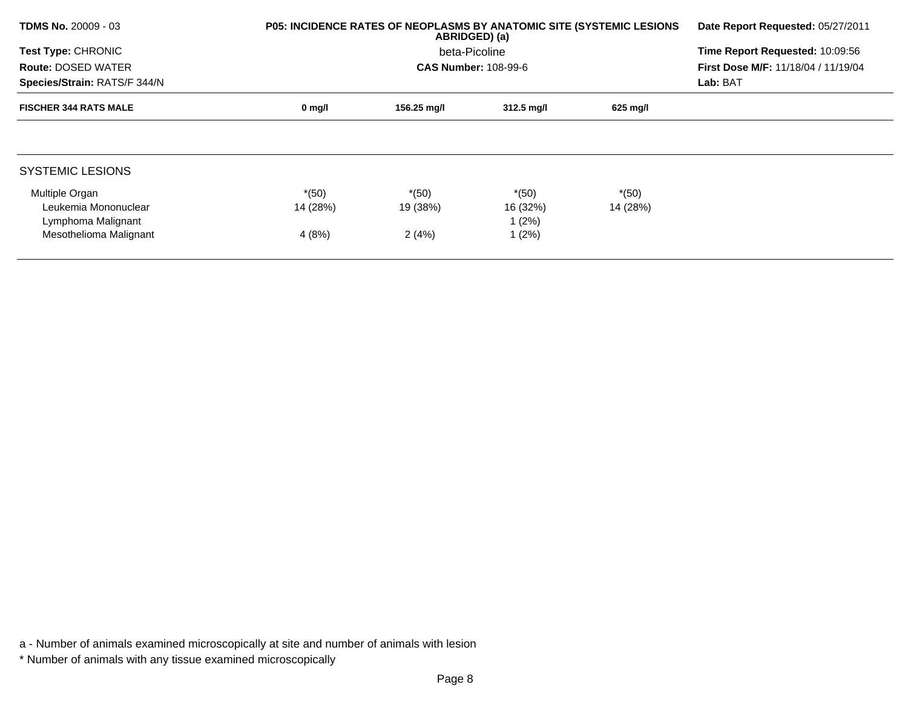**TDMS No.** 20009 - 03
**Test Type:** CHRONIC
**Route:** DOSED WATER
**Species/Strain:** RATS/F 344/N

**P05: INCIDENCE RATES OF NEOPLASMS BY ANATOMIC SITE (SYSTEMIC LESIONS ABRIDGED) (a)**
beta-Picoline
**CAS Number:** 108-99-6

**Date Report Requested:** 05/27/2011
**Time Report Requested:** 10:09:56
**First Dose M/F:** 11/18/04 / 11/19/04
**Lab:** BAT

| FISCHER 344 RATS MALE | 0 mg/l | 156.25 mg/l | 312.5 mg/l | 625 mg/l |
|---|---|---|---|---|
| SYSTEMIC LESIONS | | | | |
| Multiple Organ | *(50) | *(50) | *(50) | *(50) |
| Leukemia Mononuclear | 14 (28%) | 19 (38%) | 16 (32%) | 14 (28%) |
| Lymphoma Malignant | | | 1 (2%) | |
| Mesothelioma Malignant | 4 (8%) | 2 (4%) | 1 (2%) | |

a - Number of animals examined microscopically at site and number of animals with lesion
* Number of animals with any tissue examined microscopically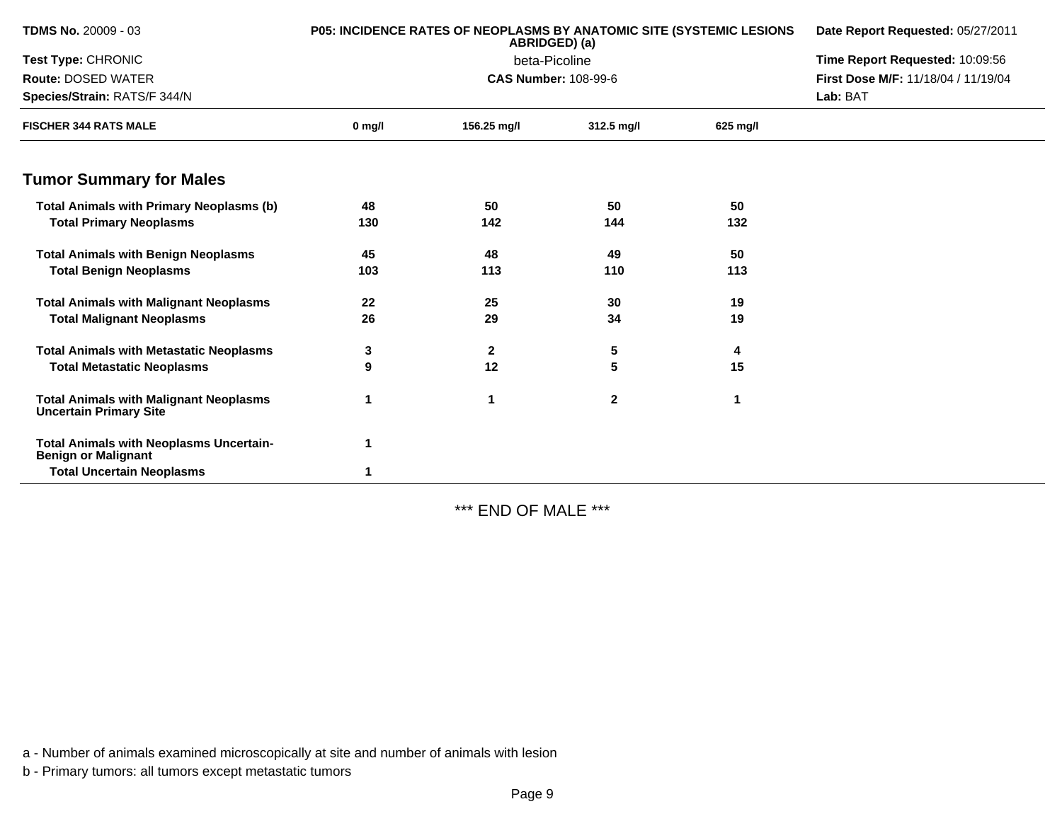| FISCHER 344 RATS MALE | 0 mg/l | 156.25 mg/l | 312.5 mg/l | 625 mg/l |
|---|---|---|---|---|

## Tumor Summary for Males

| | 0 mg/l | 156.25 mg/l | 312.5 mg/l | 625 mg/l |
|---|---|---|---|---|
| **Total Animals with Primary Neoplasms (b)** | 48 | 50 | 50 | 50 |
| **Total Primary Neoplasms** | 130 | 142 | 144 | 132 |
| **Total Animals with Benign Neoplasms** | 45 | 48 | 49 | 50 |
| **Total Benign Neoplasms** | 103 | 113 | 110 | 113 |
| **Total Animals with Malignant Neoplasms** | 22 | 25 | 30 | 19 |
| **Total Malignant Neoplasms** | 26 | 29 | 34 | 19 |
| **Total Animals with Metastatic Neoplasms** | 3 | 2 | 5 | 4 |
| **Total Metastatic Neoplasms** | 9 | 12 | 5 | 15 |
| **Total Animals with Malignant Neoplasms Uncertain Primary Site** | 1 | 1 | 2 | 1 |
| **Total Animals with Neoplasms Uncertain-Benign or Malignant** | 1 | | | |
| **Total Uncertain Neoplasms** | 1 | | | |

\*\*\* END OF MALE \*\*\*

a - Number of animals examined microscopically at site and number of animals with lesion

b - Primary tumors: all tumors except metastatic tumors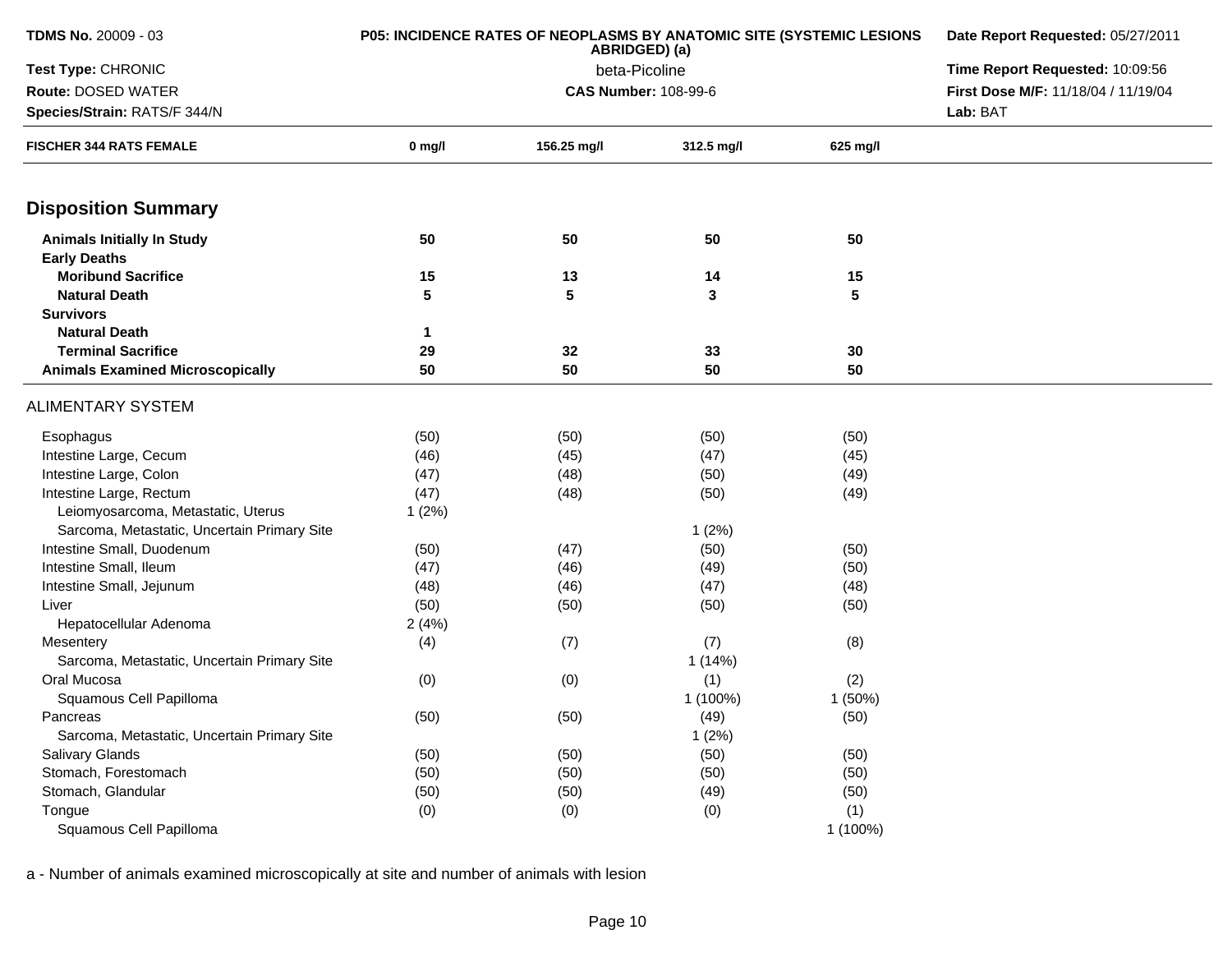**TDMS No.** 20009 - 03
**Test Type:** CHRONIC
**Route:** DOSED WATER
**Species/Strain:** RATS/F 344/N

**P05: INCIDENCE RATES OF NEOPLASMS BY ANATOMIC SITE (SYSTEMIC LESIONS ABRIDGED) (a)**
beta-Picoline
**CAS Number:** 108-99-6

**Date Report Requested:** 05/27/2011
**Time Report Requested:** 10:09:56
**First Dose M/F:** 11/18/04 / 11/19/04
**Lab:** BAT

| FISCHER 344 RATS FEMALE | 0 mg/l | 156.25 mg/l | 312.5 mg/l | 625 mg/l |
|---|---|---|---|---|
| **Disposition Summary** | | | | |
| **Animals Initially In Study** | **50** | **50** | **50** | **50** |
| **Early Deaths** | | | | |
| **Moribund Sacrifice** | **15** | **13** | **14** | **15** |
| **Natural Death** | **5** | **5** | **3** | **5** |
| **Survivors** | | | | |
| **Natural Death** | **1** | | | |
| **Terminal Sacrifice** | **29** | **32** | **33** | **30** |
| **Animals Examined Microscopically** | **50** | **50** | **50** | **50** |
| ALIMENTARY SYSTEM | | | | |
| Esophagus | (50) | (50) | (50) | (50) |
| Intestine Large, Cecum | (46) | (45) | (47) | (45) |
| Intestine Large, Colon | (47) | (48) | (50) | (49) |
| Intestine Large, Rectum | (47) | (48) | (50) | (49) |
| Leiomyosarcoma, Metastatic, Uterus | 1 (2%) | | | |
| Sarcoma, Metastatic, Uncertain Primary Site | | | 1 (2%) | |
| Intestine Small, Duodenum | (50) | (47) | (50) | (50) |
| Intestine Small, Ileum | (47) | (46) | (49) | (50) |
| Intestine Small, Jejunum | (48) | (46) | (47) | (48) |
| Liver | (50) | (50) | (50) | (50) |
| Hepatocellular Adenoma | 2 (4%) | | | |
| Mesentery | (4) | (7) | (7) | (8) |
| Sarcoma, Metastatic, Uncertain Primary Site | | | 1 (14%) | |
| Oral Mucosa | (0) | (0) | (1) | (2) |
| Squamous Cell Papilloma | | | 1 (100%) | 1 (50%) |
| Pancreas | (50) | (50) | (49) | (50) |
| Sarcoma, Metastatic, Uncertain Primary Site | | | 1 (2%) | |
| Salivary Glands | (50) | (50) | (50) | (50) |
| Stomach, Forestomach | (50) | (50) | (50) | (50) |
| Stomach, Glandular | (50) | (50) | (49) | (50) |
| Tongue | (0) | (0) | (0) | (1) |
| Squamous Cell Papilloma | | | | 1 (100%) |

a - Number of animals examined microscopically at site and number of animals with lesion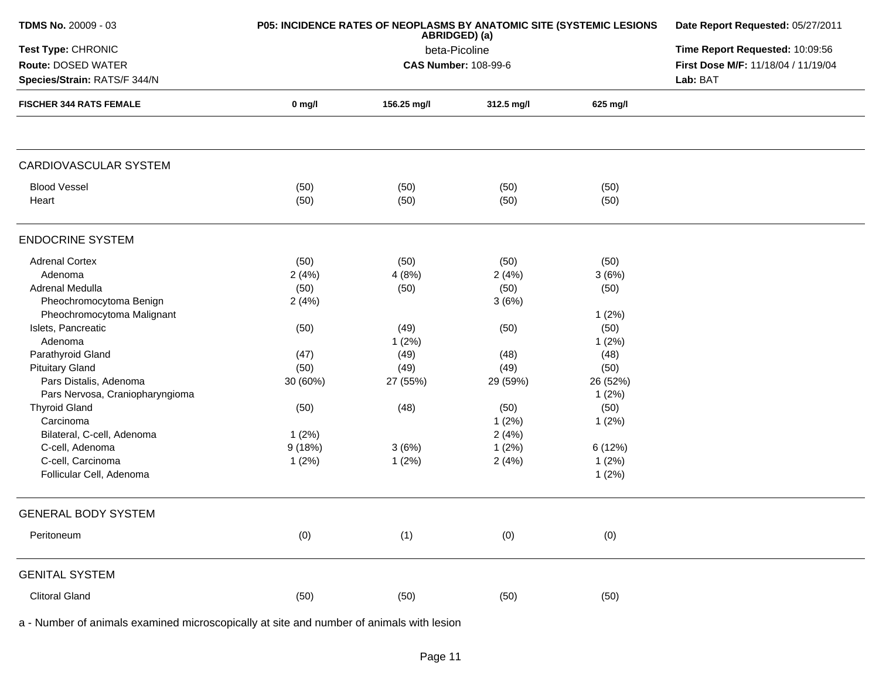| TDMS No. 20009 - 03 | P05: INCIDENCE RATES OF NEOPLASMS BY ANATOMIC SITE (SYSTEMIC LESIONS ABRIDGED) (a) | Date Report Requested: 05/27/2011 |
|---|---|---|
| Test Type: CHRONIC | beta-Picoline | Time Report Requested: 10:09:56 |
| Route: DOSED WATER | CAS Number: 108-99-6 | First Dose M/F: 11/18/04 / 11/19/04 |
| Species/Strain: RATS/F 344/N | | Lab: BAT |

| FISCHER 344 RATS FEMALE | 0 mg/l | 156.25 mg/l | 312.5 mg/l | 625 mg/l |
|---|---|---|---|---|
| **CARDIOVASCULAR SYSTEM** | | | | |
| Blood Vessel | (50) | (50) | (50) | (50) |
| Heart | (50) | (50) | (50) | (50) |
| **ENDOCRINE SYSTEM** | | | | |
| Adrenal Cortex | (50) | (50) | (50) | (50) |
| Adenoma | 2 (4%) | 4 (8%) | 2 (4%) | 3 (6%) |
| Adrenal Medulla | (50) | (50) | (50) | (50) |
| Pheochromocytoma Benign | 2 (4%) | | 3 (6%) | |
| Pheochromocytoma Malignant | | | | 1 (2%) |
| Islets, Pancreatic | (50) | (49) | (50) | (50) |
| Adenoma | | 1 (2%) | | 1 (2%) |
| Parathyroid Gland | (47) | (49) | (48) | (48) |
| Pituitary Gland | (50) | (49) | (49) | (50) |
| Pars Distalis, Adenoma | 30 (60%) | 27 (55%) | 29 (59%) | 26 (52%) |
| Pars Nervosa, Craniopharyngioma | | | | 1 (2%) |
| Thyroid Gland | (50) | (48) | (50) | (50) |
| Carcinoma | | | 1 (2%) | 1 (2%) |
| Bilateral, C-cell, Adenoma | 1 (2%) | | 2 (4%) | |
| C-cell, Adenoma | 9 (18%) | 3 (6%) | 1 (2%) | 6 (12%) |
| C-cell, Carcinoma | 1 (2%) | 1 (2%) | 2 (4%) | 1 (2%) |
| Follicular Cell, Adenoma | | | | 1 (2%) |
| **GENERAL BODY SYSTEM** | | | | |
| Peritoneum | (0) | (1) | (0) | (0) |
| **GENITAL SYSTEM** | | | | |
| Clitoral Gland | (50) | (50) | (50) | (50) |

a - Number of animals examined microscopically at site and number of animals with lesion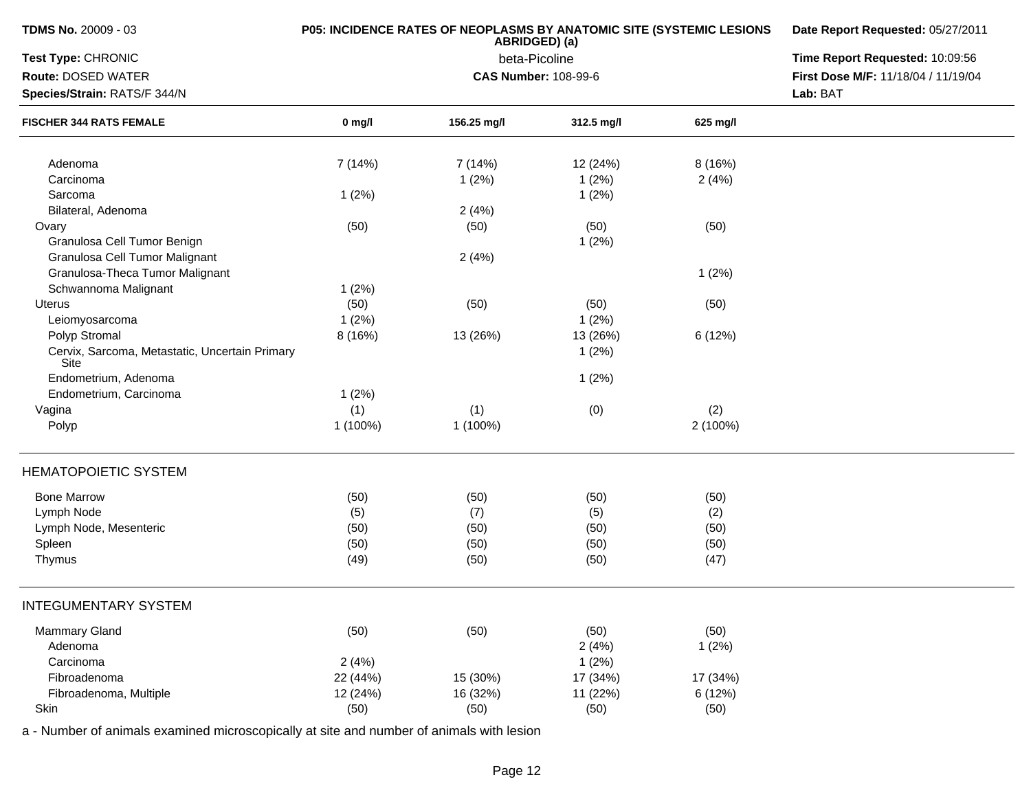| FISCHER 344 RATS FEMALE | 0 mg/l | 156.25 mg/l | 312.5 mg/l | 625 mg/l |
|---|---|---|---|---|
| Adenoma | 7 (14%) | 7 (14%) | 12 (24%) | 8 (16%) |
| Carcinoma | | 1 (2%) | 1 (2%) | 2 (4%) |
| Sarcoma | 1 (2%) | | 1 (2%) | |
| Bilateral, Adenoma | | 2 (4%) | | |
| Ovary | (50) | (50) | (50) | (50) |
| Granulosa Cell Tumor Benign | | | 1 (2%) | |
| Granulosa Cell Tumor Malignant | | 2 (4%) | | |
| Granulosa-Theca Tumor Malignant | | | | 1 (2%) |
| Schwannoma Malignant | 1 (2%) | | | |
| Uterus | (50) | (50) | (50) | (50) |
| Leiomyosarcoma | 1 (2%) | | 1 (2%) | |
| Polyp Stromal | 8 (16%) | 13 (26%) | 13 (26%) | 6 (12%) |
| Cervix, Sarcoma, Metastatic, Uncertain Primary Site | | | 1 (2%) | |
| Endometrium, Adenoma | | | 1 (2%) | |
| Endometrium, Carcinoma | 1 (2%) | | | |
| Vagina | (1) | (1) | (0) | (2) |
| Polyp | 1 (100%) | 1 (100%) | | 2 (100%) |

## HEMATOPOIETIC SYSTEM

| | 0 mg/l | 156.25 mg/l | 312.5 mg/l | 625 mg/l |
|---|---|---|---|---|
| Bone Marrow | (50) | (50) | (50) | (50) |
| Lymph Node | (5) | (7) | (5) | (2) |
| Lymph Node, Mesenteric | (50) | (50) | (50) | (50) |
| Spleen | (50) | (50) | (50) | (50) |
| Thymus | (49) | (50) | (50) | (47) |

## INTEGUMENTARY SYSTEM

| | 0 mg/l | 156.25 mg/l | 312.5 mg/l | 625 mg/l |
|---|---|---|---|---|
| Mammary Gland | (50) | (50) | (50) | (50) |
| Adenoma | | | 2 (4%) | 1 (2%) |
| Carcinoma | 2 (4%) | | 1 (2%) | |
| Fibroadenoma | 22 (44%) | 15 (30%) | 17 (34%) | 17 (34%) |
| Fibroadenoma, Multiple | 12 (24%) | 16 (32%) | 11 (22%) | 6 (12%) |
| Skin | (50) | (50) | (50) | (50) |

a - Number of animals examined microscopically at site and number of animals with lesion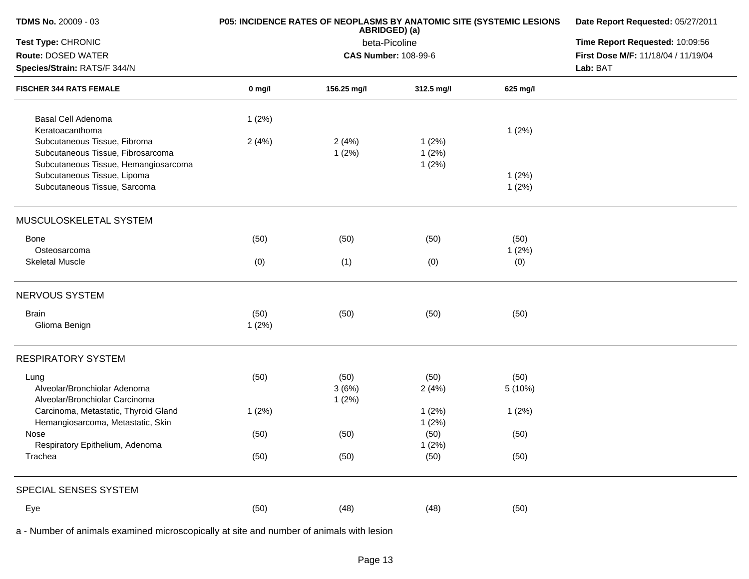**TDMS No.** 20009 - 03
**Test Type:** CHRONIC
**Route:** DOSED WATER
**Species/Strain:** RATS/F 344/N

**P05: INCIDENCE RATES OF NEOPLASMS BY ANATOMIC SITE (SYSTEMIC LESIONS ABRIDGED) (a)**
beta-Picoline
**CAS Number:** 108-99-6

**Date Report Requested:** 05/27/2011
**Time Report Requested:** 10:09:56
**First Dose M/F:** 11/18/04 / 11/19/04
**Lab:** BAT

| FISCHER 344 RATS FEMALE | 0 mg/l | 156.25 mg/l | 312.5 mg/l | 625 mg/l |
|---|---|---|---|---|
| Basal Cell Adenoma | 1 (2%) | | | |
| Keratoacanthoma | | | | 1 (2%) |
| Subcutaneous Tissue, Fibroma | 2 (4%) | 2 (4%) | 1 (2%) | |
| Subcutaneous Tissue, Fibrosarcoma | | 1 (2%) | 1 (2%) | |
| Subcutaneous Tissue, Hemangiosarcoma | | | 1 (2%) | |
| Subcutaneous Tissue, Lipoma | | | | 1 (2%) |
| Subcutaneous Tissue, Sarcoma | | | | 1 (2%) |
| **MUSCULOSKELETAL SYSTEM** | | | | |
| Bone | (50) | (50) | (50) | (50) |
| Osteosarcoma | | | | 1 (2%) |
| Skeletal Muscle | (0) | (1) | (0) | (0) |
| **NERVOUS SYSTEM** | | | | |
| Brain | (50) | (50) | (50) | (50) |
| Glioma Benign | 1 (2%) | | | |
| **RESPIRATORY SYSTEM** | | | | |
| Lung | (50) | (50) | (50) | (50) |
| Alveolar/Bronchiolar Adenoma | | 3 (6%) | 2 (4%) | 5 (10%) |
| Alveolar/Bronchiolar Carcinoma | | 1 (2%) | | |
| Carcinoma, Metastatic, Thyroid Gland | 1 (2%) | | 1 (2%) | 1 (2%) |
| Hemangiosarcoma, Metastatic, Skin | | | 1 (2%) | |
| Nose | (50) | (50) | (50) | (50) |
| Respiratory Epithelium, Adenoma | | | 1 (2%) | |
| Trachea | (50) | (50) | (50) | (50) |
| **SPECIAL SENSES SYSTEM** | | | | |
| Eye | (50) | (48) | (48) | (50) |

a - Number of animals examined microscopically at site and number of animals with lesion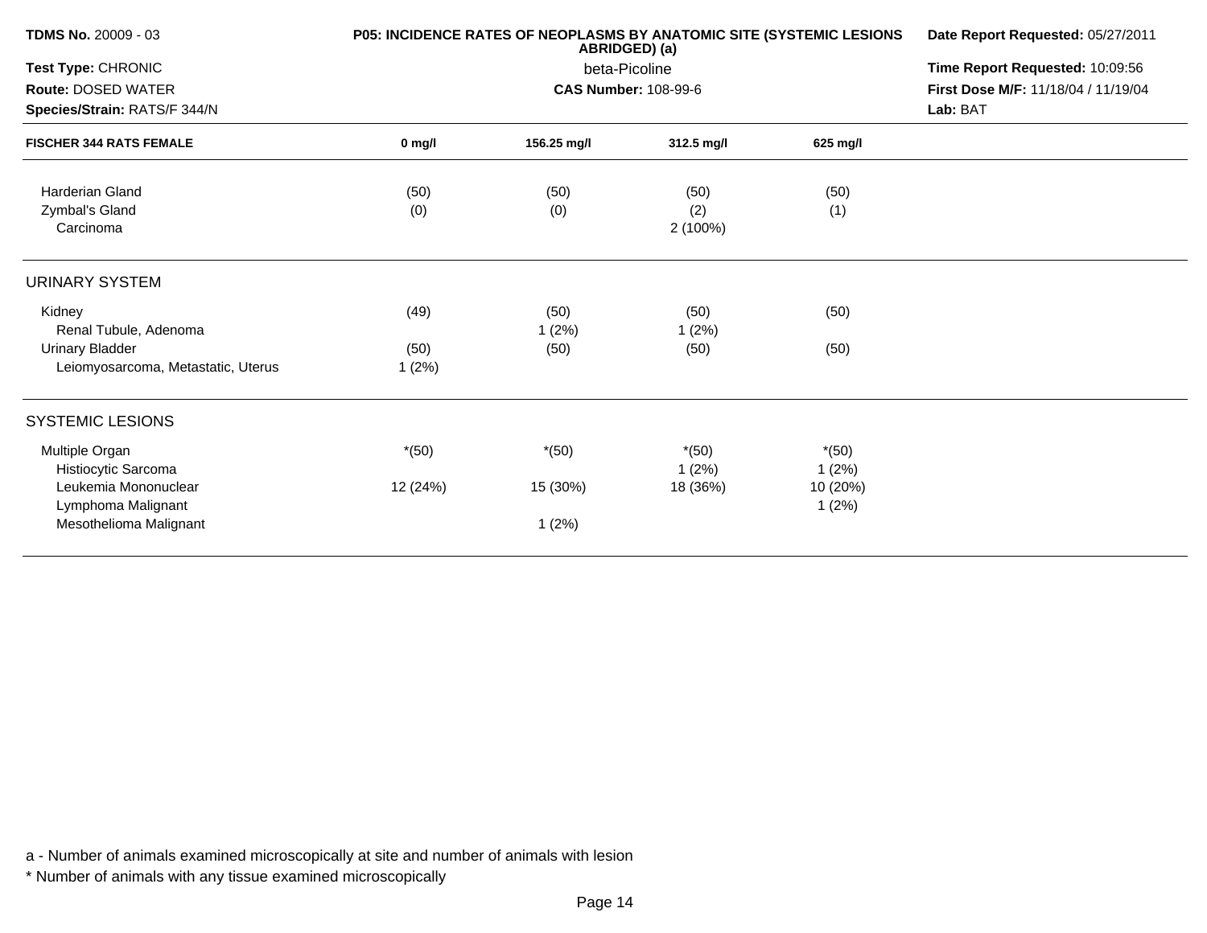**TDMS No.** 20009 - 03
**Test Type:** CHRONIC
**Route:** DOSED WATER
**Species/Strain:** RATS/F 344/N

**P05: INCIDENCE RATES OF NEOPLASMS BY ANATOMIC SITE (SYSTEMIC LESIONS ABRIDGED) (a)**
beta-Picoline
**CAS Number:** 108-99-6

**Date Report Requested:** 05/27/2011
**Time Report Requested:** 10:09:56
**First Dose M/F:** 11/18/04 / 11/19/04
**Lab:** BAT

| FISCHER 344 RATS FEMALE | 0 mg/l | 156.25 mg/l | 312.5 mg/l | 625 mg/l |
|---|---|---|---|---|
| Harderian Gland | (50) | (50) | (50) | (50) |
| Zymbal's Gland | (0) | (0) | (2) | (1) |
| Carcinoma | | | 2 (100%) | |
| **URINARY SYSTEM** | | | | |
| Kidney | (49) | (50) | (50) | (50) |
| Renal Tubule, Adenoma | | 1 (2%) | 1 (2%) | |
| Urinary Bladder | (50) | (50) | (50) | (50) |
| Leiomyosarcoma, Metastatic, Uterus | 1 (2%) | | | |
| **SYSTEMIC LESIONS** | | | | |
| Multiple Organ | *(50) | *(50) | *(50) | *(50) |
| Histiocytic Sarcoma | | | 1 (2%) | 1 (2%) |
| Leukemia Mononuclear | 12 (24%) | 15 (30%) | 18 (36%) | 10 (20%) |
| Lymphoma Malignant | | | | 1 (2%) |
| Mesothelioma Malignant | | 1 (2%) | | |

a - Number of animals examined microscopically at site and number of animals with lesion

* Number of animals with any tissue examined microscopically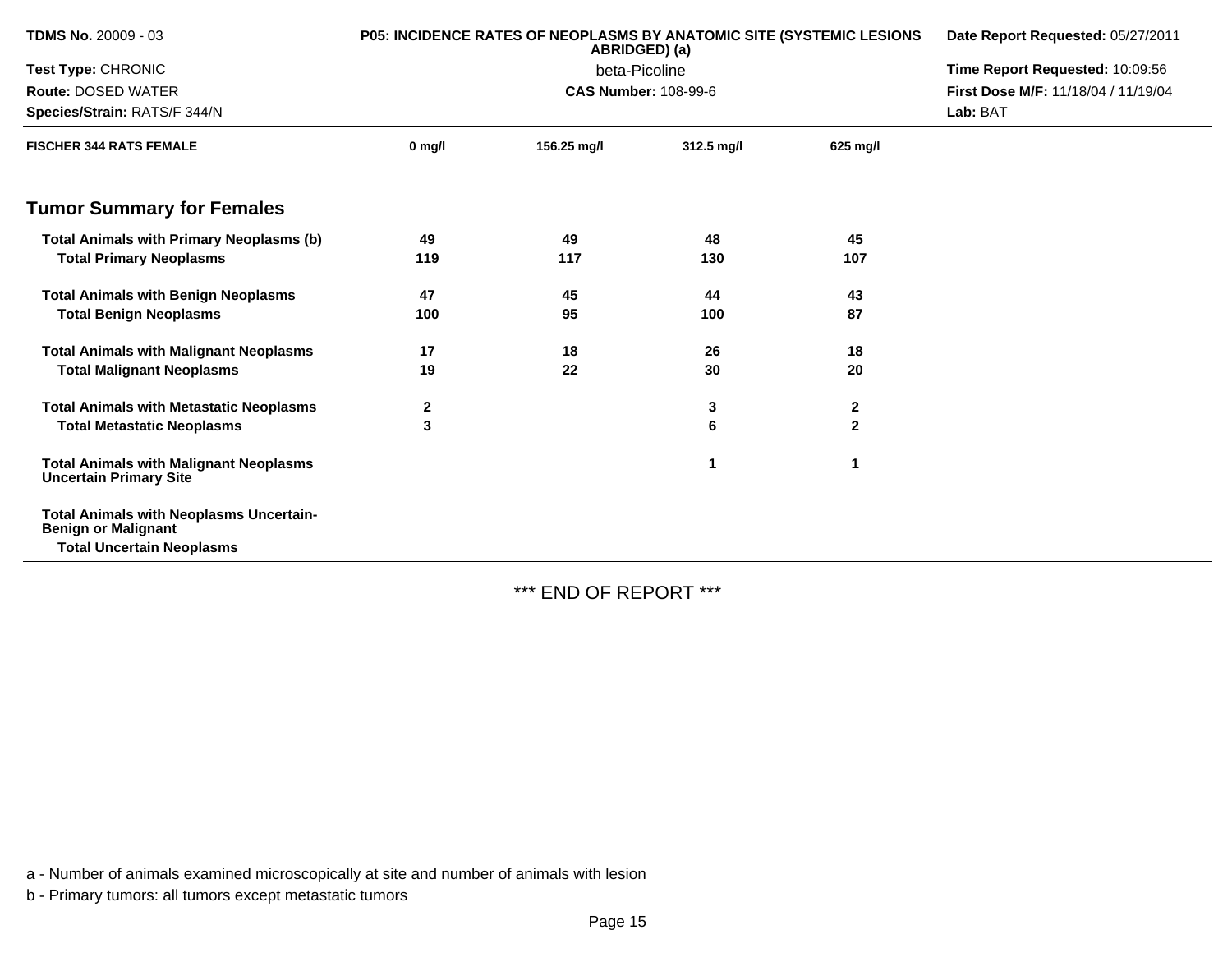| TDMS No. 20009 - 03 | P05: INCIDENCE RATES OF NEOPLASMS BY ANATOMIC SITE (SYSTEMIC LESIONS ABRIDGED) (a) | Date Report Requested: 05/27/2011 |
|---|---|---|
| Test Type: CHRONIC | beta-Picoline | Time Report Requested: 10:09:56 |
| Route: DOSED WATER | CAS Number: 108-99-6 | First Dose M/F: 11/18/04 / 11/19/04 |
| Species/Strain: RATS/F 344/N | | Lab: BAT |

| FISCHER 344 RATS FEMALE | 0 mg/l | 156.25 mg/l | 312.5 mg/l | 625 mg/l |
|---|---|---|---|---|
| **Tumor Summary for Females** | | | | |
| **Total Animals with Primary Neoplasms (b)** | 49 | 49 | 48 | 45 |
| **Total Primary Neoplasms** | 119 | 117 | 130 | 107 |
| **Total Animals with Benign Neoplasms** | 47 | 45 | 44 | 43 |
| **Total Benign Neoplasms** | 100 | 95 | 100 | 87 |
| **Total Animals with Malignant Neoplasms** | 17 | 18 | 26 | 18 |
| **Total Malignant Neoplasms** | 19 | 22 | 30 | 20 |
| **Total Animals with Metastatic Neoplasms** | 2 | | 3 | 2 |
| **Total Metastatic Neoplasms** | 3 | | 6 | 2 |
| **Total Animals with Malignant Neoplasms Uncertain Primary Site** | | | 1 | 1 |
| **Total Animals with Neoplasms Uncertain-Benign or Malignant** | | | | |
| **Total Uncertain Neoplasms** | | | | |

\*\*\* END OF REPORT \*\*\*

a - Number of animals examined microscopically at site and number of animals with lesion

b - Primary tumors: all tumors except metastatic tumors